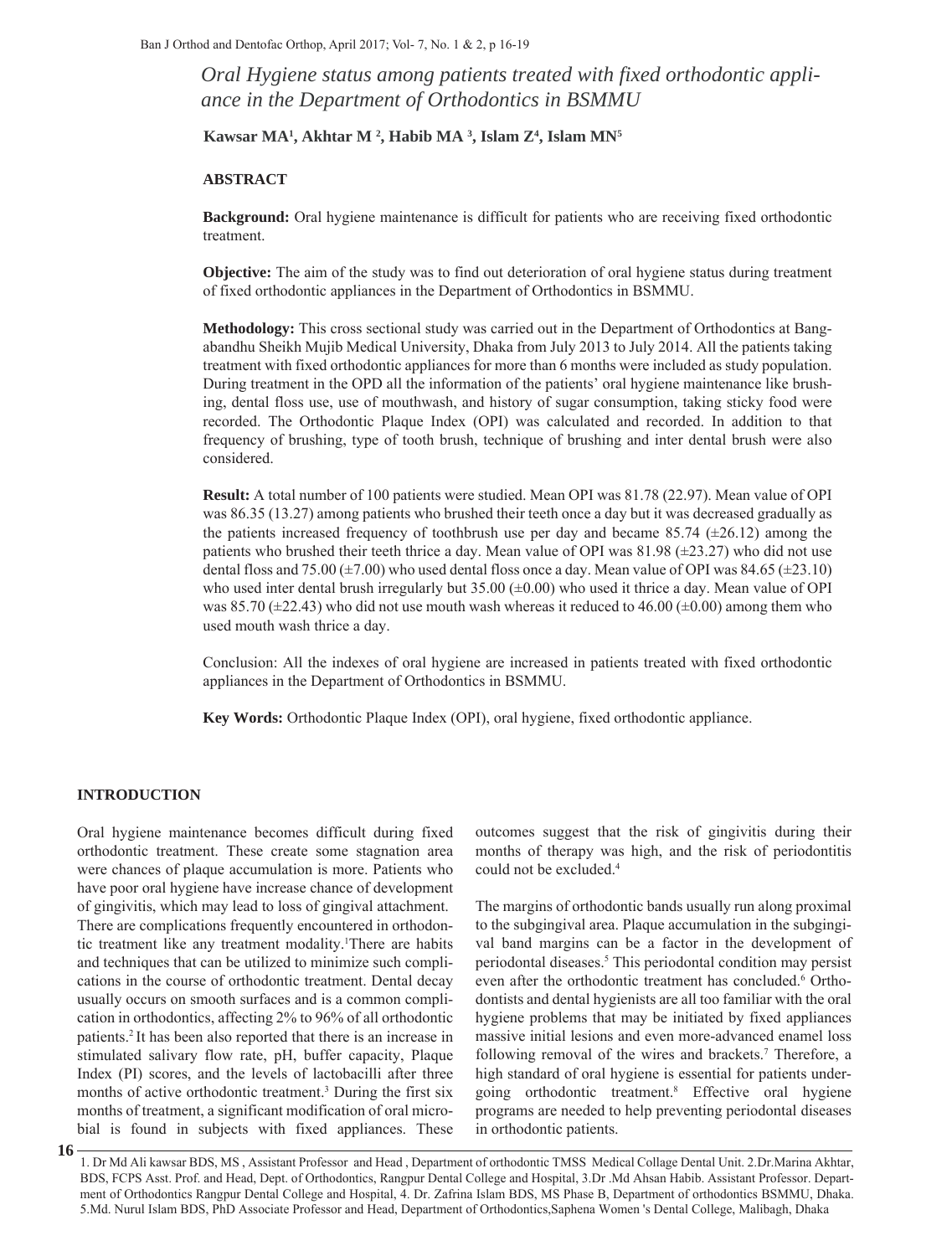# Oral Hygiene status among patients treated with fixed orthodontic appliance in the Department of Orthodontics in BSMMU

**Kawsar MA[1], Akhtar M [2], Habib MA [3], Islam Z[4], Islam MN[5]**

## ABSTRACT

**Background:** Oral hygiene maintenance is difficult for patients who are receiving fixed orthodontic treatment.

**Objective:** The aim of the study was to find out deterioration of oral hygiene status during treatment of fixed orthodontic appliances in the Department of Orthodontics in BSMMU.

**Methodology:** This cross sectional study was carried out in the Department of Orthodontics at Bangabandhu Sheikh Mujib Medical University, Dhaka from July 2013 to July 2014. All the patients taking treatment with fixed orthodontic appliances for more than 6 months were included as study population. During treatment in the OPD all the information of the patients' oral hygiene maintenance like brushing, dental floss use, use of mouthwash, and history of sugar consumption, taking sticky food were recorded. The Orthodontic Plaque Index (OPI) was calculated and recorded. In addition to that frequency of brushing, type of tooth brush, technique of brushing and inter dental brush were also considered.

**Result:** A total number of 100 patients were studied. Mean OPI was 81.78 (22.97). Mean value of OPI was 86.35 (13.27) among patients who brushed their teeth once a day but it was decreased gradually as the patients increased frequency of toothbrush use per day and became 85.74 (±26.12) among the patients who brushed their teeth thrice a day. Mean value of OPI was 81.98 (±23.27) who did not use dental floss and 75.00 (±7.00) who used dental floss once a day. Mean value of OPI was 84.65 (±23.10) who used inter dental brush irregularly but 35.00 (±0.00) who used it thrice a day. Mean value of OPI was 85.70 (±22.43) who did not use mouth wash whereas it reduced to 46.00 (±0.00) among them who used mouth wash thrice a day.

Conclusion: All the indexes of oral hygiene are increased in patients treated with fixed orthodontic appliances in the Department of Orthodontics in BSMMU.

**Key Words:** Orthodontic Plaque Index (OPI), oral hygiene, fixed orthodontic appliance.

## INTRODUCTION

Oral hygiene maintenance becomes difficult during fixed orthodontic treatment. These create some stagnation area were chances of plaque accumulation is more. Patients who have poor oral hygiene have increase chance of development of gingivitis, which may lead to loss of gingival attachment. There are complications frequently encountered in orthodontic treatment like any treatment modality.[1] There are habits and techniques that can be utilized to minimize such complications in the course of orthodontic treatment. Dental decay usually occurs on smooth surfaces and is a common complication in orthodontics, affecting 2% to 96% of all orthodontic patients.[2] It has been also reported that there is an increase in stimulated salivary flow rate, pH, buffer capacity, Plaque Index (PI) scores, and the levels of lactobacilli after three months of active orthodontic treatment.[3] During the first six months of treatment, a significant modification of oral microbial is found in subjects with fixed appliances. These outcomes suggest that the risk of gingivitis during their months of therapy was high, and the risk of periodontitis could not be excluded.[4]

The margins of orthodontic bands usually run along proximal to the subgingival area. Plaque accumulation in the subgingival band margins can be a factor in the development of periodontal diseases.[5] This periodontal condition may persist even after the orthodontic treatment has concluded.[6] Orthodontists and dental hygienists are all too familiar with the oral hygiene problems that may be initiated by fixed appliances massive initial lesions and even more-advanced enamel loss following removal of the wires and brackets.[7] Therefore, a high standard of oral hygiene is essential for patients undergoing orthodontic treatment.[8] Effective oral hygiene programs are needed to help preventing periodontal diseases in orthodontic patients.

1. Dr Md Ali kawsar BDS, MS , Assistant Professor and Head , Department of orthodontic TMSS Medical Collage Dental Unit. 2.Dr.Marina Akhtar, BDS, FCPS Asst. Prof. and Head, Dept. of Orthodontics, Rangpur Dental College and Hospital, 3.Dr .Md Ahsan Habib. Assistant Professor. Department of Orthodontics Rangpur Dental College and Hospital, 4. Dr. Zafrina Islam BDS, MS Phase B, Department of orthodontics BSMMU, Dhaka. 5.Md. Nurul Islam BDS, PhD Associate Professor and Head, Department of Orthodontics,Saphena Women 's Dental College, Malibagh, Dhaka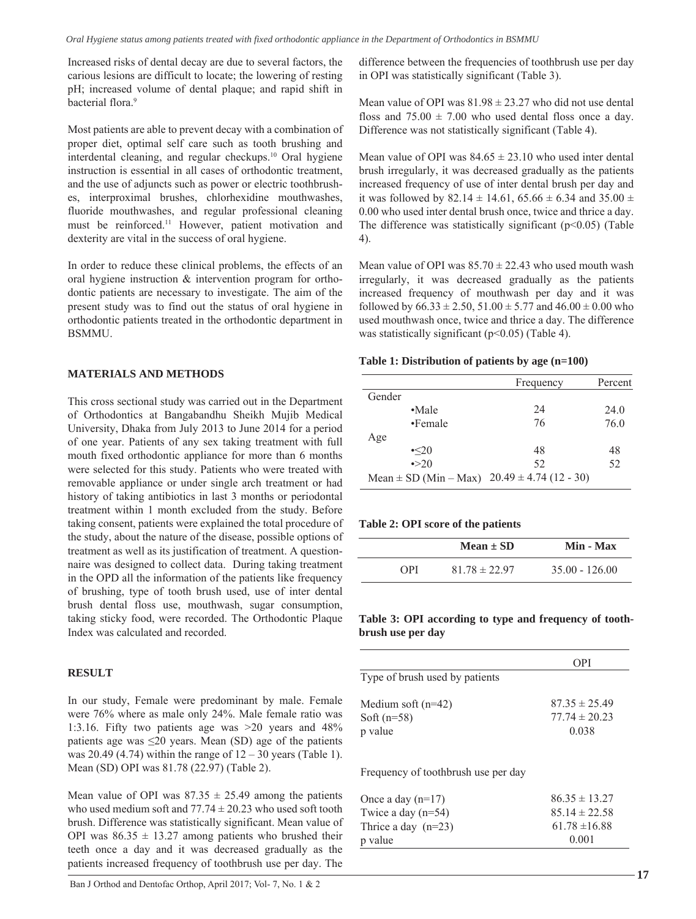Increased risks of dental decay are due to several factors, the carious lesions are difficult to locate; the lowering of resting pH; increased volume of dental plaque; and rapid shift in bacterial flora.[9]

Most patients are able to prevent decay with a combination of proper diet, optimal self care such as tooth brushing and interdental cleaning, and regular checkups.[10] Oral hygiene instruction is essential in all cases of orthodontic treatment, and the use of adjuncts such as power or electric toothbrushes, interproximal brushes, chlorhexidine mouthwashes, fluoride mouthwashes, and regular professional cleaning must be reinforced.[11] However, patient motivation and dexterity are vital in the success of oral hygiene.

In order to reduce these clinical problems, the effects of an oral hygiene instruction & intervention program for orthodontic patients are necessary to investigate. The aim of the present study was to find out the status of oral hygiene in orthodontic patients treated in the orthodontic department in BSMMU.

## MATERIALS AND METHODS

This cross sectional study was carried out in the Department of Orthodontics at Bangabandhu Sheikh Mujib Medical University, Dhaka from July 2013 to June 2014 for a period of one year. Patients of any sex taking treatment with full mouth fixed orthodontic appliance for more than 6 months were selected for this study. Patients who were treated with removable appliance or under single arch treatment or had history of taking antibiotics in last 3 months or periodontal treatment within 1 month excluded from the study. Before taking consent, patients were explained the total procedure of the study, about the nature of the disease, possible options of treatment as well as its justification of treatment. A questionnaire was designed to collect data. During taking treatment in the OPD all the information of the patients like frequency of brushing, type of tooth brush used, use of inter dental brush dental floss use, mouthwash, sugar consumption, taking sticky food, were recorded. The Orthodontic Plaque Index was calculated and recorded.

## RESULT

In our study, Female were predominant by male. Female were 76% where as male only 24%. Male female ratio was 1:3.16. Fifty two patients age was >20 years and 48% patients age was ≤20 years. Mean (SD) age of the patients was 20.49 (4.74) within the range of 12 – 30 years (Table 1). Mean (SD) OPI was 81.78 (22.97) (Table 2).

Mean value of OPI was 87.35 ± 25.49 among the patients who used medium soft and 77.74 ± 20.23 who used soft tooth brush. Difference was statistically significant. Mean value of OPI was 86.35 ± 13.27 among patients who brushed their teeth once a day and it was decreased gradually as the patients increased frequency of toothbrush use per day. The difference between the frequencies of toothbrush use per day in OPI was statistically significant (Table 3).

Mean value of OPI was 81.98 ± 23.27 who did not use dental floss and 75.00 ± 7.00 who used dental floss once a day. Difference was not statistically significant (Table 4).

Mean value of OPI was 84.65 ± 23.10 who used inter dental brush irregularly, it was decreased gradually as the patients increased frequency of use of inter dental brush per day and it was followed by 82.14 ± 14.61, 65.66 ± 6.34 and 35.00 ± 0.00 who used inter dental brush once, twice and thrice a day. The difference was statistically significant ($p<0.05$) (Table 4).

Mean value of OPI was 85.70 ± 22.43 who used mouth wash irregularly, it was decreased gradually as the patients increased frequency of mouthwash per day and it was followed by 66.33 ± 2.50, 51.00 ± 5.77 and 46.00 ± 0.00 who used mouthwash once, twice and thrice a day. The difference was statistically significant ($p<0.05$) (Table 4).

**Table 1: Distribution of patients by age (n=100)**

| | Frequency | Percent |
|---|---|---|
| Gender | | |
| •Male | 24 | 24.0 |
| •Female | 76 | 76.0 |
| Age | | |
| •≤20 | 48 | 48 |
| •>20 | 52 | 52 |
| Mean ± SD (Min – Max) | 20.49 ± 4.74 (12 - 30) | |

**Table 2: OPI score of the patients**

| | Mean ± SD | Min - Max |
|---|---|---|
| OPI | 81.78 ± 22.97 | 35.00 - 126.00 |

**Table 3: OPI according to type and frequency of toothbrush use per day**

| | OPI |
|---|---|
| Type of brush used by patients | |
| Medium soft (n=42) | 87.35 ± 25.49 |
| Soft (n=58) | 77.74 ± 20.23 |
| p value | 0.038 |
| Frequency of toothbrush use per day | |
| Once a day (n=17) | 86.35 ± 13.27 |
| Twice a day (n=54) | 85.14 ± 22.58 |
| Thrice a day (n=23) | 61.78 ±16.88 |
| p value | 0.001 |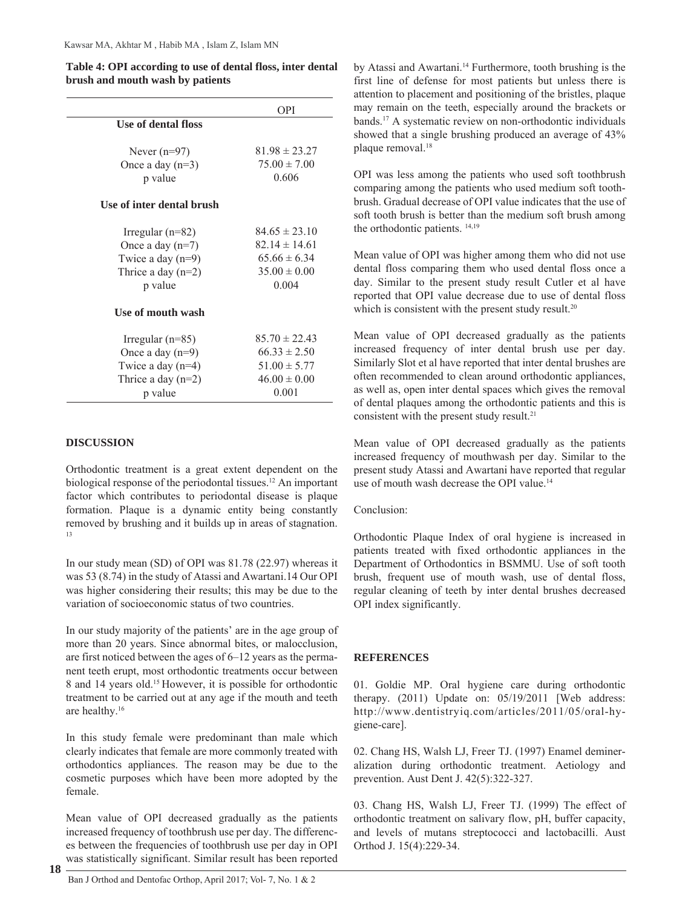**Table 4: OPI according to use of dental floss, inter dental brush and mouth wash by patients**

| | OPI |
|---|---|
| **Use of dental floss** | |
| Never (n=97) | 81.98 ± 23.27 |
| Once a day (n=3) | 75.00 ± 7.00 |
| p value | 0.606 |
| **Use of inter dental brush** | |
| Irregular (n=82) | 84.65 ± 23.10 |
| Once a day (n=7) | 82.14 ± 14.61 |
| Twice a day (n=9) | 65.66 ± 6.34 |
| Thrice a day (n=2) | 35.00 ± 0.00 |
| p value | 0.004 |
| **Use of mouth wash** | |
| Irregular (n=85) | 85.70 ± 22.43 |
| Once a day (n=9) | 66.33 ± 2.50 |
| Twice a day (n=4) | 51.00 ± 5.77 |
| Thrice a day (n=2) | 46.00 ± 0.00 |
| p value | 0.001 |

## DISCUSSION

Orthodontic treatment is a great extent dependent on the biological response of the periodontal tissues.[12] An important factor which contributes to periodontal disease is plaque formation. Plaque is a dynamic entity being constantly removed by brushing and it builds up in areas of stagnation.[13]

In our study mean (SD) of OPI was 81.78 (22.97) whereas it was 53 (8.74) in the study of Atassi and Awartani.14 Our OPI was higher considering their results; this may be due to the variation of socioeconomic status of two countries.

In our study majority of the patients' are in the age group of more than 20 years. Since abnormal bites, or malocclusion, are first noticed between the ages of 6–12 years as the permanent teeth erupt, most orthodontic treatments occur between 8 and 14 years old.[15] However, it is possible for orthodontic treatment to be carried out at any age if the mouth and teeth are healthy.[16]

In this study female were predominant than male which clearly indicates that female are more commonly treated with orthodontics appliances. The reason may be due to the cosmetic purposes which have been more adopted by the female.

Mean value of OPI decreased gradually as the patients increased frequency of toothbrush use per day. The differences between the frequencies of toothbrush use per day in OPI was statistically significant. Similar result has been reported by Atassi and Awartani.[14] Furthermore, tooth brushing is the first line of defense for most patients but unless there is attention to placement and positioning of the bristles, plaque may remain on the teeth, especially around the brackets or bands.[17] A systematic review on non-orthodontic individuals showed that a single brushing produced an average of 43% plaque removal.[18]

OPI was less among the patients who used soft toothbrush comparing among the patients who used medium soft toothbrush. Gradual decrease of OPI value indicates that the use of soft tooth brush is better than the medium soft brush among the orthodontic patients. [14,19]

Mean value of OPI was higher among them who did not use dental floss comparing them who used dental floss once a day. Similar to the present study result Cutler et al have reported that OPI value decrease due to use of dental floss which is consistent with the present study result.[20]

Mean value of OPI decreased gradually as the patients increased frequency of inter dental brush use per day. Similarly Slot et al have reported that inter dental brushes are often recommended to clean around orthodontic appliances, as well as, open inter dental spaces which gives the removal of dental plaques among the orthodontic patients and this is consistent with the present study result.[21]

Mean value of OPI decreased gradually as the patients increased frequency of mouthwash per day. Similar to the present study Atassi and Awartani have reported that regular use of mouth wash decrease the OPI value.[14]

Conclusion:

Orthodontic Plaque Index of oral hygiene is increased in patients treated with fixed orthodontic appliances in the Department of Orthodontics in BSMMU. Use of soft tooth brush, frequent use of mouth wash, use of dental floss, regular cleaning of teeth by inter dental brushes decreased OPI index significantly.

## REFERENCES

01. Goldie MP. Oral hygiene care during orthodontic therapy. (2011) Update on: 05/19/2011 [Web address: http://www.dentistryiq.com/articles/2011/05/oral-hygiene-care].

02. Chang HS, Walsh LJ, Freer TJ. (1997) Enamel demineralization during orthodontic treatment. Aetiology and prevention. Aust Dent J. 42(5):322-327.

03. Chang HS, Walsh LJ, Freer TJ. (1999) The effect of orthodontic treatment on salivary flow, pH, buffer capacity, and levels of mutans streptococci and lactobacilli. Aust Orthod J. 15(4):229-34.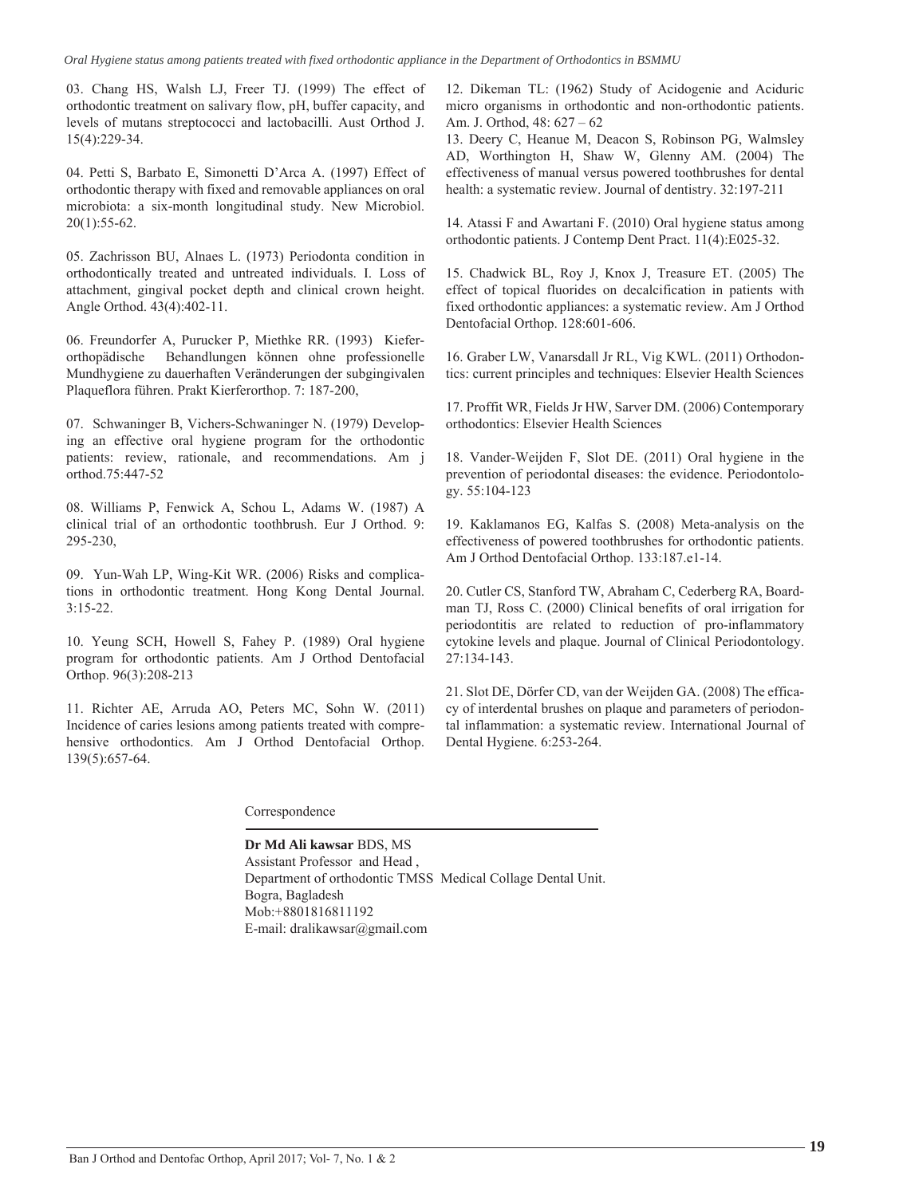03. Chang HS, Walsh LJ, Freer TJ. (1999) The effect of orthodontic treatment on salivary flow, pH, buffer capacity, and levels of mutans streptococci and lactobacilli. Aust Orthod J. 15(4):229-34.

04. Petti S, Barbato E, Simonetti D'Arca A. (1997) Effect of orthodontic therapy with fixed and removable appliances on oral microbiota: a six-month longitudinal study. New Microbiol. 20(1):55-62.

05. Zachrisson BU, Alnaes L. (1973) Periodonta condition in orthodontically treated and untreated individuals. I. Loss of attachment, gingival pocket depth and clinical crown height. Angle Orthod. 43(4):402-11.

06. Freundorfer A, Purucker P, Miethke RR. (1993) Kieferorthopädische Behandlungen können ohne professionelle Mundhygiene zu dauerhaften Veränderungen der subgingivalen Plaqueflora führen. Prakt Kierferorthop. 7: 187-200,

07. Schwaninger B, Vichers-Schwaninger N. (1979) Developing an effective oral hygiene program for the orthodontic patients: review, rationale, and recommendations. Am j orthod.75:447-52

08. Williams P, Fenwick A, Schou L, Adams W. (1987) A clinical trial of an orthodontic toothbrush. Eur J Orthod. 9: 295-230,

09. Yun-Wah LP, Wing-Kit WR. (2006) Risks and complications in orthodontic treatment. Hong Kong Dental Journal. 3:15-22.

10. Yeung SCH, Howell S, Fahey P. (1989) Oral hygiene program for orthodontic patients. Am J Orthod Dentofacial Orthop. 96(3):208-213

11. Richter AE, Arruda AO, Peters MC, Sohn W. (2011) Incidence of caries lesions among patients treated with comprehensive orthodontics. Am J Orthod Dentofacial Orthop. 139(5):657-64.

12. Dikeman TL: (1962) Study of Acidogenie and Aciduric micro organisms in orthodontic and non-orthodontic patients. Am. J. Orthod, 48: 627 – 62

13. Deery C, Heanue M, Deacon S, Robinson PG, Walmsley AD, Worthington H, Shaw W, Glenny AM. (2004) The effectiveness of manual versus powered toothbrushes for dental health: a systematic review. Journal of dentistry. 32:197-211

14. Atassi F and Awartani F. (2010) Oral hygiene status among orthodontic patients. J Contemp Dent Pract. 11(4):E025-32.

15. Chadwick BL, Roy J, Knox J, Treasure ET. (2005) The effect of topical fluorides on decalcification in patients with fixed orthodontic appliances: a systematic review. Am J Orthod Dentofacial Orthop. 128:601-606.

16. Graber LW, Vanarsdall Jr RL, Vig KWL. (2011) Orthodontics: current principles and techniques: Elsevier Health Sciences

17. Proffit WR, Fields Jr HW, Sarver DM. (2006) Contemporary orthodontics: Elsevier Health Sciences

18. Vander-Weijden F, Slot DE. (2011) Oral hygiene in the prevention of periodontal diseases: the evidence. Periodontology. 55:104-123

19. Kaklamanos EG, Kalfas S. (2008) Meta-analysis on the effectiveness of powered toothbrushes for orthodontic patients. Am J Orthod Dentofacial Orthop. 133:187.e1-14.

20. Cutler CS, Stanford TW, Abraham C, Cederberg RA, Boardman TJ, Ross C. (2000) Clinical benefits of oral irrigation for periodontitis are related to reduction of pro-inflammatory cytokine levels and plaque. Journal of Clinical Periodontology. 27:134-143.

21. Slot DE, Dörfer CD, van der Weijden GA. (2008) The efficacy of interdental brushes on plaque and parameters of periodontal inflammation: a systematic review. International Journal of Dental Hygiene. 6:253-264.

Correspondence

**Dr Md Ali kawsar** BDS, MS
Assistant Professor and Head ,
Department of orthodontic TMSS Medical Collage Dental Unit.
Bogra, Bagladesh
Mob:+8801816811192
E-mail: dralikawsar@gmail.com